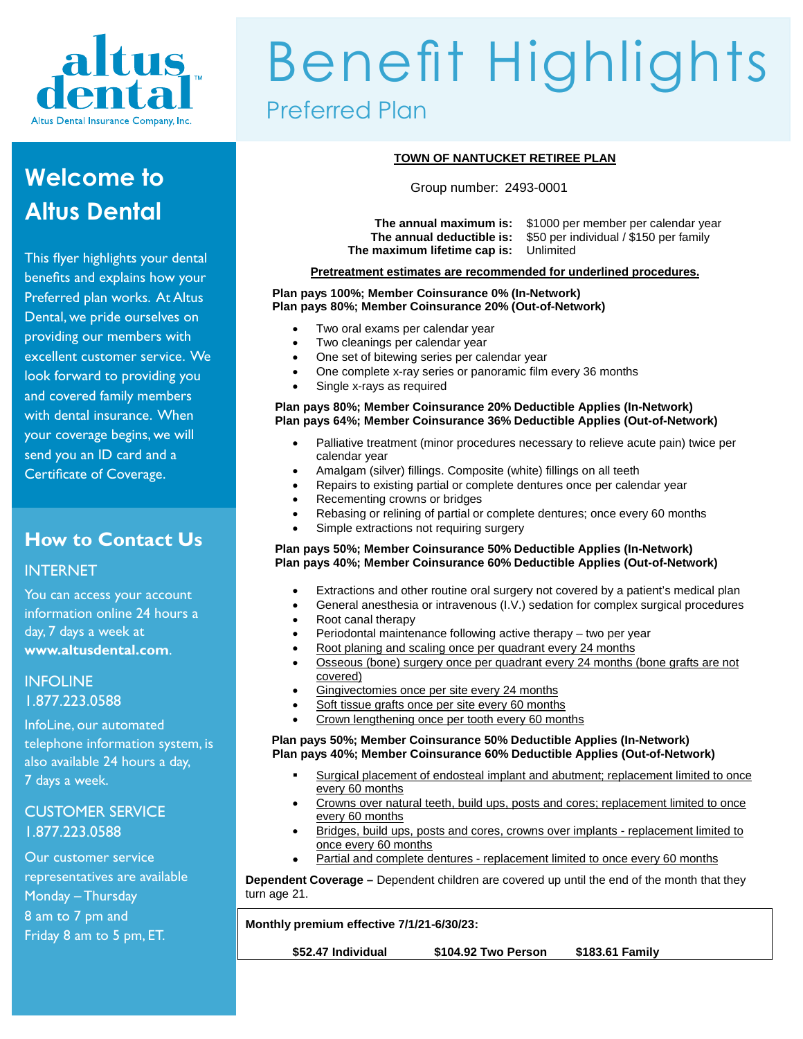altus dental™
Altus Dental Insurance Company, Inc.

# Benefit Highlights

## Preferred Plan

## Welcome to Altus Dental

This flyer highlights your dental benefits and explains how your Preferred plan works. At Altus Dental, we pride ourselves on providing our members with excellent customer service. We look forward to providing you and covered family members with dental insurance. When your coverage begins, we will send you an ID card and a Certificate of Coverage.

## How to Contact Us

### INTERNET

You can access your account information online 24 hours a day, 7 days a week at **www.altusdental.com**.

### INFOLINE 1.877.223.0588

InfoLine, our automated telephone information system, is also available 24 hours a day, 7 days a week.

### CUSTOMER SERVICE 1.877.223.0588

Our customer service representatives are available Monday – Thursday 8 am to 7 pm and Friday 8 am to 5 pm, ET.

---

**TOWN OF NANTUCKET RETIREE PLAN**

Group number: 2493-0001

| | |
|---|---|
| **The annual maximum is:** | $1000 per member per calendar year |
| **The annual deductible is:** | $50 per individual / $150 per family |
| **The maximum lifetime cap is:** | Unlimited |

**Pretreatment estimates are recommended for underlined procedures.**

**Plan pays 100%; Member Coinsurance 0% (In-Network)**
**Plan pays 80%; Member Coinsurance 20% (Out-of-Network)**

- Two oral exams per calendar year
- Two cleanings per calendar year
- One set of bitewing series per calendar year
- One complete x-ray series or panoramic film every 36 months
- Single x-rays as required

**Plan pays 80%; Member Coinsurance 20% Deductible Applies (In-Network)**
**Plan pays 64%; Member Coinsurance 36% Deductible Applies (Out-of-Network)**

- Palliative treatment (minor procedures necessary to relieve acute pain) twice per calendar year
- Amalgam (silver) fillings. Composite (white) fillings on all teeth
- Repairs to existing partial or complete dentures once per calendar year
- Recementing crowns or bridges
- Rebasing or relining of partial or complete dentures; once every 60 months
- Simple extractions not requiring surgery

**Plan pays 50%; Member Coinsurance 50% Deductible Applies (In-Network)**
**Plan pays 40%; Member Coinsurance 60% Deductible Applies (Out-of-Network)**

- Extractions and other routine oral surgery not covered by a patient's medical plan
- General anesthesia or intravenous (I.V.) sedation for complex surgical procedures
- Root canal therapy
- Periodontal maintenance following active therapy – two per year
- <u>Root planing and scaling once per quadrant every 24 months</u>
- <u>Osseous (bone) surgery once per quadrant every 24 months (bone grafts are not covered)</u>
- <u>Gingivectomies once per site every 24 months</u>
- <u>Soft tissue grafts once per site every 60 months</u>
- <u>Crown lengthening once per tooth every 60 months</u>

**Plan pays 50%; Member Coinsurance 50% Deductible Applies (In-Network)**
**Plan pays 40%; Member Coinsurance 60% Deductible Applies (Out-of-Network)**

- <u>Surgical placement of endosteal implant and abutment; replacement limited to once every 60 months</u>
- <u>Crowns over natural teeth, build ups, posts and cores; replacement limited to once every 60 months</u>
- <u>Bridges, build ups, posts and cores, crowns over implants - replacement limited to once every 60 months</u>
- <u>Partial and complete dentures - replacement limited to once every 60 months</u>

**Dependent Coverage –** Dependent children are covered up until the end of the month that they turn age 21.

**Monthly premium effective 7/1/21-6/30/23:**

**$52.47 Individual** **$104.92 Two Person** **$183.61 Family**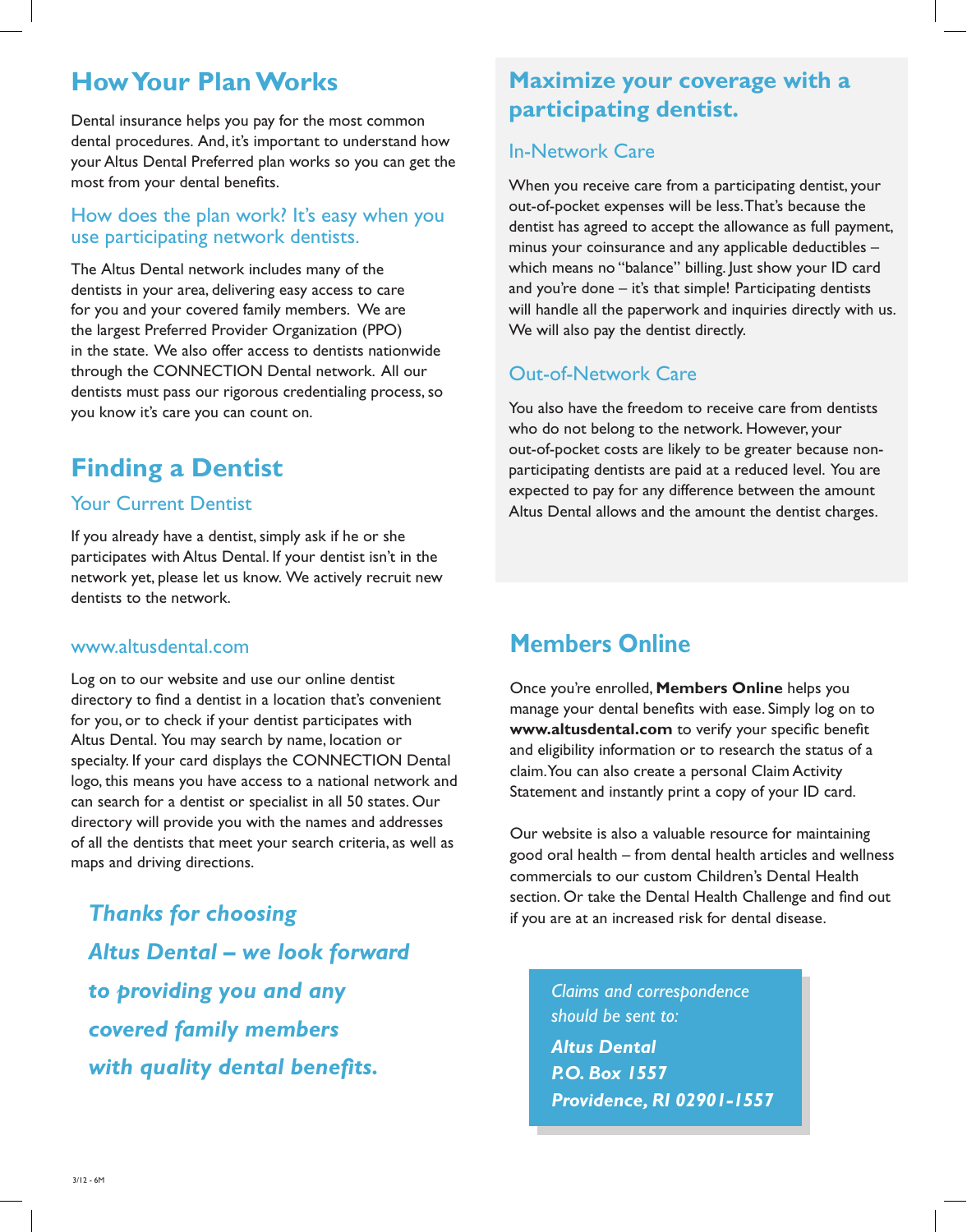## How Your Plan Works

Dental insurance helps you pay for the most common dental procedures. And, it's important to understand how your Altus Dental Preferred plan works so you can get the most from your dental benefits.

### How does the plan work? It's easy when you use participating network dentists.

The Altus Dental network includes many of the dentists in your area, delivering easy access to care for you and your covered family members. We are the largest Preferred Provider Organization (PPO) in the state. We also offer access to dentists nationwide through the CONNECTION Dental network. All our dentists must pass our rigorous credentialing process, so you know it's care you can count on.

## Finding a Dentist

### Your Current Dentist

If you already have a dentist, simply ask if he or she participates with Altus Dental. If your dentist isn't in the network yet, please let us know. We actively recruit new dentists to the network.

### www.altusdental.com

Log on to our website and use our online dentist directory to find a dentist in a location that's convenient for you, or to check if your dentist participates with Altus Dental. You may search by name, location or specialty. If your card displays the CONNECTION Dental logo, this means you have access to a national network and can search for a dentist or specialist in all 50 states. Our directory will provide you with the names and addresses of all the dentists that meet your search criteria, as well as maps and driving directions.

***Thanks for choosing Altus Dental – we look forward to providing you and any covered family members with quality dental benefits.***

## Maximize your coverage with a participating dentist.

### In-Network Care

When you receive care from a participating dentist, your out-of-pocket expenses will be less. That's because the dentist has agreed to accept the allowance as full payment, minus your coinsurance and any applicable deductibles – which means no "balance" billing. Just show your ID card and you're done – it's that simple! Participating dentists will handle all the paperwork and inquiries directly with us. We will also pay the dentist directly.

### Out-of-Network Care

You also have the freedom to receive care from dentists who do not belong to the network. However, your out-of-pocket costs are likely to be greater because non-participating dentists are paid at a reduced level. You are expected to pay for any difference between the amount Altus Dental allows and the amount the dentist charges.

## Members Online

Once you're enrolled, **Members Online** helps you manage your dental benefits with ease. Simply log on to **www.altusdental.com** to verify your specific benefit and eligibility information or to research the status of a claim. You can also create a personal Claim Activity Statement and instantly print a copy of your ID card.

Our website is also a valuable resource for maintaining good oral health – from dental health articles and wellness commercials to our custom Children's Dental Health section. Or take the Dental Health Challenge and find out if you are at an increased risk for dental disease.

*Claims and correspondence should be sent to:*

***Altus Dental***
***P.O. Box 1557***
***Providence, RI 02901-1557***

3/12 - 6M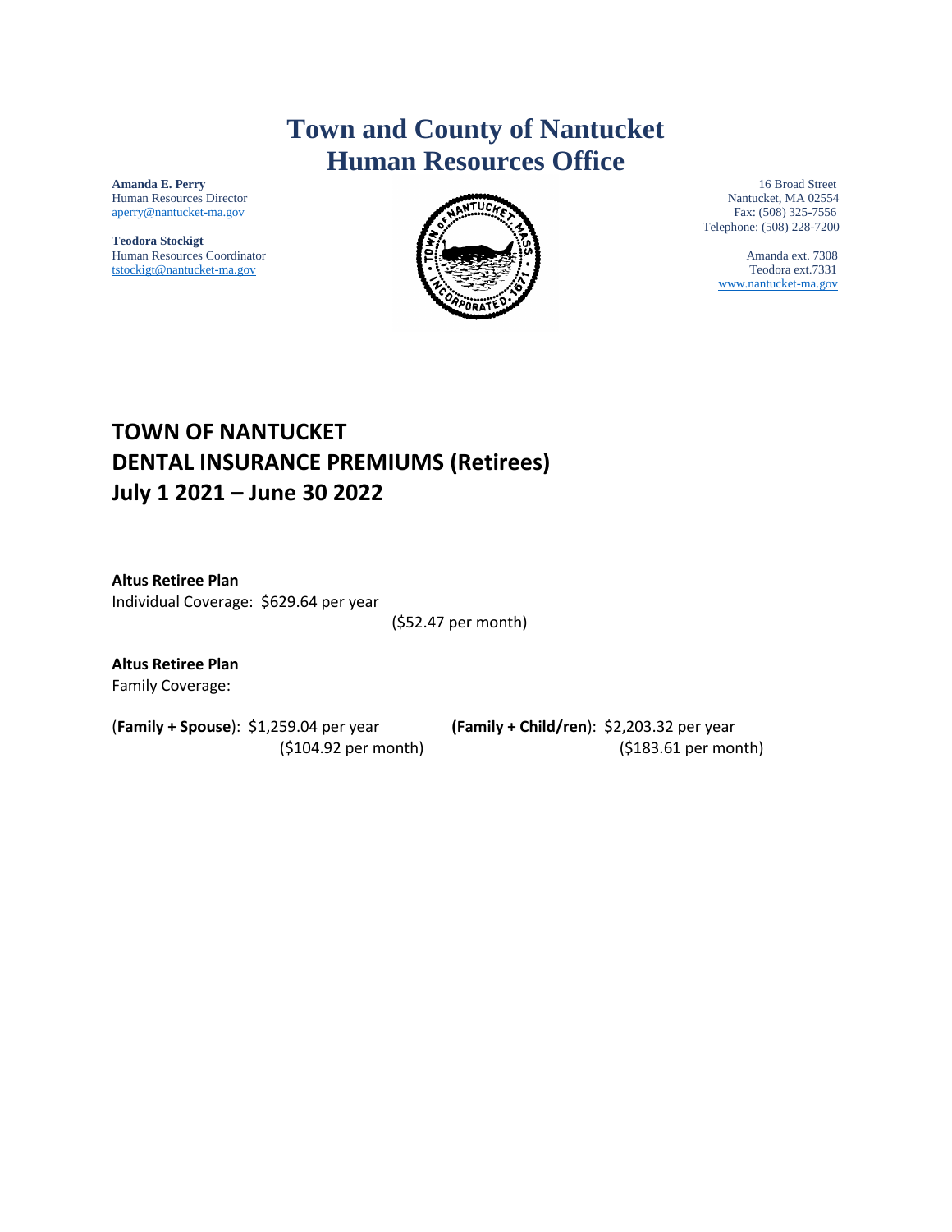# Town and County of Nantucket
# Human Resources Office

**Amanda E. Perry**
Human Resources Director
aperry@nantucket-ma.gov

**Teodora Stockigt**
Human Resources Coordinator
tstockigt@nantucket-ma.gov

16 Broad Street
Nantucket, MA 02554
Fax: (508) 325-7556
Telephone: (508) 228-7200

Amanda ext. 7308
Teodora ext.7331
www.nantucket-ma.gov

## TOWN OF NANTUCKET
## DENTAL INSURANCE PREMIUMS (Retirees)
## July 1 2021 – June 30 2022

**Altus Retiree Plan**
Individual Coverage: $629.64 per year
($52.47 per month)

**Altus Retiree Plan**
Family Coverage:

(**Family + Spouse**): $1,259.04 per year
($104.92 per month)

(**Family + Child/ren**): $2,203.32 per year
($183.61 per month)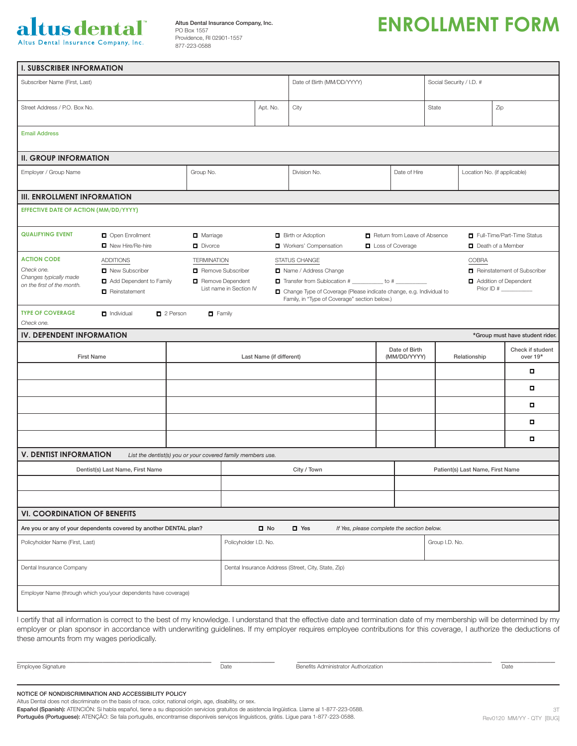**altus dental**™
Altus Dental Insurance Company, Inc.

Altus Dental Insurance Company, Inc.
PO Box 1557
Providence, RI 02901-1557
877-223-0588

# ENROLLMENT FORM

## I. SUBSCRIBER INFORMATION

| Subscriber Name (First, Last) | | Date of Birth (MM/DD/YYYY) | Social Security / I.D. # | |
|---|---|---|---|---|
| Street Address / P.O. Box No. | Apt. No. | City | State | Zip |
| Email Address | | | | |

## II. GROUP INFORMATION

| Employer / Group Name | Group No. | Division No. | Date of Hire | Location No. (if applicable) |
|---|---|---|---|---|
| | | | | |

## III. ENROLLMENT INFORMATION

**EFFECTIVE DATE OF ACTION (MM/DD/YYYY)**

**QUALIFYING EVENT**
- ☐ Open Enrollment
- ☐ New Hire/Re-hire
- ☐ Marriage
- ☐ Divorce
- ☐ Birth or Adoption
- ☐ Workers' Compensation
- ☐ Return from Leave of Absence
- ☐ Loss of Coverage
- ☐ Full-Time/Part-Time Status
- ☐ Death of a Member

**ACTION CODE**
*Check one.*
*Changes typically made on the first of the month.*

ADDITIONS
- ☐ New Subscriber
- ☐ Add Dependent to Family
- ☐ Reinstatement

TERMINATION
- ☐ Remove Subscriber
- ☐ Remove Dependent
  List name in Section IV

STATUS CHANGE
- ☐ Name / Address Change
- ☐ Transfer from Sublocation # __________ to # __________
- ☐ Change Type of Coverage (Please indicate change, e.g. Individual to Family, in "Type of Coverage" section below.)

COBRA
- ☐ Reinstatement of Subscriber
- ☐ Addition of Dependent
  Prior ID # __________

**TYPE OF COVERAGE**
*Check one.*
- ☐ Individual
- ☐ 2 Person
- ☐ Family

## IV. DEPENDENT INFORMATION

*Group must have student rider.

| First Name | Last Name (if different) | Date of Birth (MM/DD/YYYY) | Relationship | Check if student over 19* |
|---|---|---|---|---|
| | | | | ☐ |
| | | | | ☐ |
| | | | | ☐ |
| | | | | ☐ |
| | | | | ☐ |

## V. DENTIST INFORMATION

*List the dentist(s) you or your covered family members use.*

| Dentist(s) Last Name, First Name | City / Town | Patient(s) Last Name, First Name |
|---|---|---|
| | | |
| | | |

## VI. COORDINATION OF BENEFITS

**Are you or any of your dependents covered by another DENTAL plan?** ☐ No ☐ Yes *If Yes, please complete the section below.*

| Policyholder Name (First, Last) | Policyholder I.D. No. | Group I.D. No. |
|---|---|---|
| Dental Insurance Company | Dental Insurance Address (Street, City, State, Zip) | |
| Employer Name (through which you/your dependents have coverage) | | |

I certify that all information is correct to the best of my knowledge. I understand that the effective date and termination date of my membership will be determined by my employer or plan sponsor in accordance with underwriting guidelines. If my employer requires employee contributions for this coverage, I authorize the deductions of these amounts from my wages periodically.

_________________________ Employee Signature  ____________ Date  _________________________ Benefits Administrator Authorization  ____________ Date

NOTICE OF NONDISCRIMINATION AND ACCESSIBILITY POLICY
Altus Dental does not discriminate on the basis of race, color, national origin, age, disability, or sex.
**Español (Spanish):** ATENCIÓN: Si habla español, tiene a su disposición servicios gratuitos de asistencia lingüística. Llame al 1-877-223-0588.
**Português (Portuguese):** ATENÇÃO: Se fala português, encontramse disponíveis serviços linguísticos, grátis. Ligue para 1-877-223-0588.

3T
Rev0120 MM/YY - QTY [BUG]